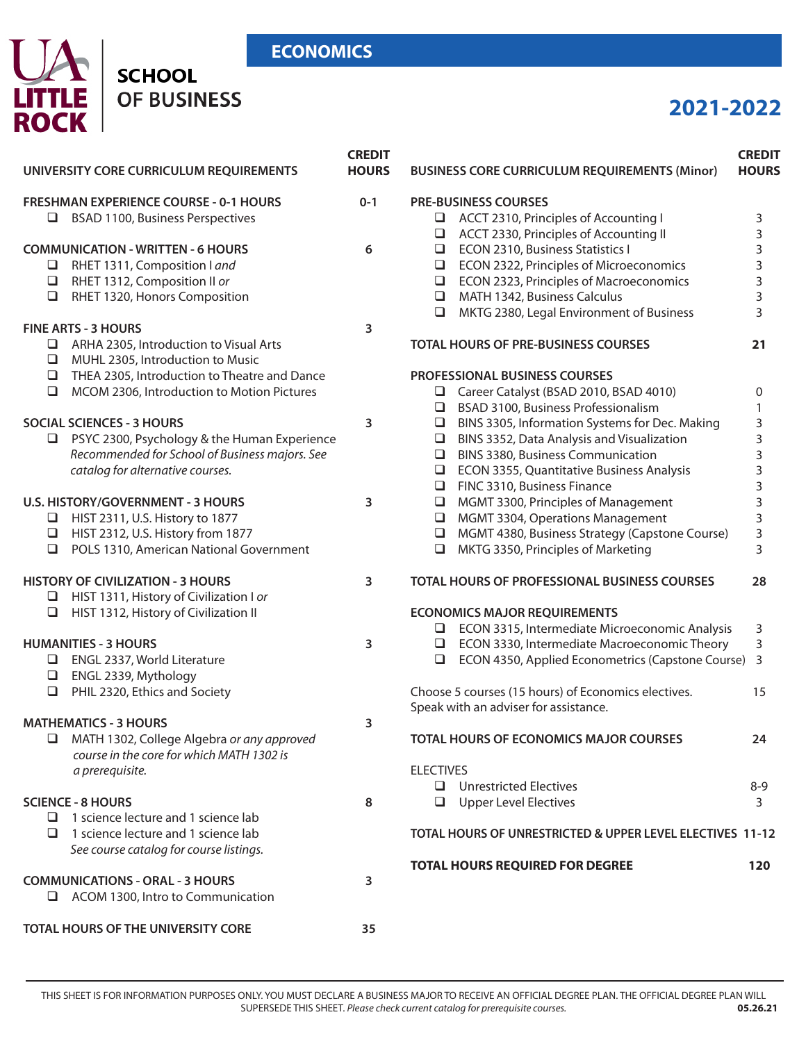# UA LITTLE ROCK SCHOOL OF BUSINESS

## ECONOMICS

## 2021-2022

| UNIVERSITY CORE CURRICULUM REQUIREMENTS | CREDIT HOURS |
|---|---|
| **FRESHMAN EXPERIENCE COURSE - 0-1 HOURS** | **0-1** |
| ❑ BSAD 1100, Business Perspectives | |
| **COMMUNICATION - WRITTEN - 6 HOURS** | **6** |
| ❑ RHET 1311, Composition I *and* | |
| ❑ RHET 1312, Composition II *or* | |
| ❑ RHET 1320, Honors Composition | |
| **FINE ARTS - 3 HOURS** | **3** |
| ❑ ARHA 2305, Introduction to Visual Arts | |
| ❑ MUHL 2305, Introduction to Music | |
| ❑ THEA 2305, Introduction to Theatre and Dance | |
| ❑ MCOM 2306, Introduction to Motion Pictures | |
| **SOCIAL SCIENCES - 3 HOURS** | **3** |
| ❑ PSYC 2300, Psychology & the Human Experience *Recommended for School of Business majors. See catalog for alternative courses.* | |
| **U.S. HISTORY/GOVERNMENT - 3 HOURS** | **3** |
| ❑ HIST 2311, U.S. History to 1877 | |
| ❑ HIST 2312, U.S. History from 1877 | |
| ❑ POLS 1310, American National Government | |
| **HISTORY OF CIVILIZATION - 3 HOURS** | **3** |
| ❑ HIST 1311, History of Civilization I *or* | |
| ❑ HIST 1312, History of Civilization II | |
| **HUMANITIES - 3 HOURS** | **3** |
| ❑ ENGL 2337, World Literature | |
| ❑ ENGL 2339, Mythology | |
| ❑ PHIL 2320, Ethics and Society | |
| **MATHEMATICS - 3 HOURS** | **3** |
| ❑ MATH 1302, College Algebra *or any approved course in the core for which MATH 1302 is a prerequisite.* | |
| **SCIENCE - 8 HOURS** | **8** |
| ❑ 1 science lecture and 1 science lab | |
| ❑ 1 science lecture and 1 science lab *See course catalog for course listings.* | |
| **COMMUNICATIONS - ORAL - 3 HOURS** | **3** |
| ❑ ACOM 1300, Intro to Communication | |
| **TOTAL HOURS OF THE UNIVERSITY CORE** | **35** |

| BUSINESS CORE CURRICULUM REQUIREMENTS (Minor) | CREDIT HOURS |
|---|---|
| **PRE-BUSINESS COURSES** | |
| ❑ ACCT 2310, Principles of Accounting I | 3 |
| ❑ ACCT 2330, Principles of Accounting II | 3 |
| ❑ ECON 2310, Business Statistics I | 3 |
| ❑ ECON 2322, Principles of Microeconomics | 3 |
| ❑ ECON 2323, Principles of Macroeconomics | 3 |
| ❑ MATH 1342, Business Calculus | 3 |
| ❑ MKTG 2380, Legal Environment of Business | 3 |
| **TOTAL HOURS OF PRE-BUSINESS COURSES** | **21** |
| **PROFESSIONAL BUSINESS COURSES** | |
| ❑ Career Catalyst (BSAD 2010, BSAD 4010) | 0 |
| ❑ BSAD 3100, Business Professionalism | 1 |
| ❑ BINS 3305, Information Systems for Dec. Making | 3 |
| ❑ BINS 3352, Data Analysis and Visualization | 3 |
| ❑ BINS 3380, Business Communication | 3 |
| ❑ ECON 3355, Quantitative Business Analysis | 3 |
| ❑ FINC 3310, Business Finance | 3 |
| ❑ MGMT 3300, Principles of Management | 3 |
| ❑ MGMT 3304, Operations Management | 3 |
| ❑ MGMT 4380, Business Strategy (Capstone Course) | 3 |
| ❑ MKTG 3350, Principles of Marketing | 3 |
| **TOTAL HOURS OF PROFESSIONAL BUSINESS COURSES** | **28** |
| **ECONOMICS MAJOR REQUIREMENTS** | |
| ❑ ECON 3315, Intermediate Microeconomic Analysis | 3 |
| ❑ ECON 3330, Intermediate Macroeconomic Theory | 3 |
| ❑ ECON 4350, Applied Econometrics (Capstone Course) | 3 |
| Choose 5 courses (15 hours) of Economics electives. Speak with an adviser for assistance. | 15 |
| **TOTAL HOURS OF ECONOMICS MAJOR COURSES** | **24** |
| ELECTIVES | |
| ❑ Unrestricted Electives | 8-9 |
| ❑ Upper Level Electives | 3 |
| **TOTAL HOURS OF UNRESTRICTED & UPPER LEVEL ELECTIVES** | **11-12** |
| **TOTAL HOURS REQUIRED FOR DEGREE** | **120** |

THIS SHEET IS FOR INFORMATION PURPOSES ONLY. YOU MUST DECLARE A BUSINESS MAJOR TO RECEIVE AN OFFICIAL DEGREE PLAN. THE OFFICIAL DEGREE PLAN WILL SUPERSEDE THIS SHEET. *Please check current catalog for prerequisite courses.* **05.26.21**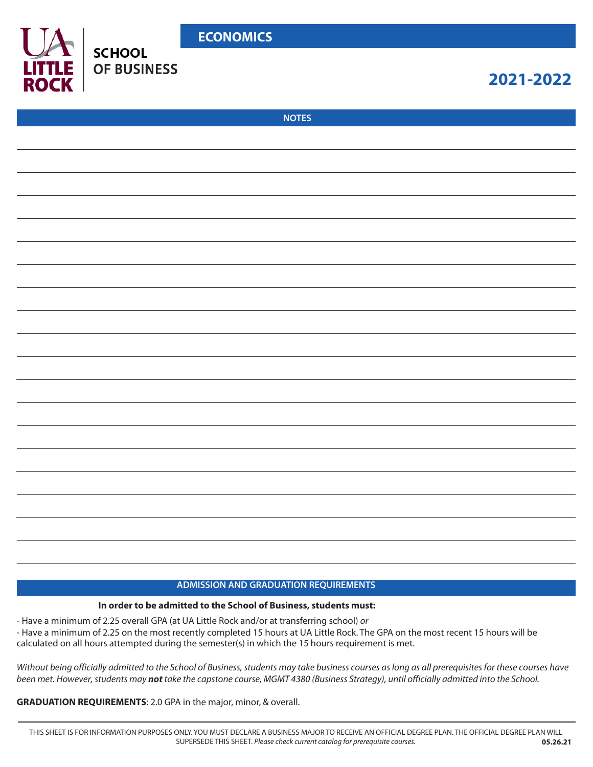# ECONOMICS

**SCHOOL OF BUSINESS**

## 2021-2022

## NOTES

## ADMISSION AND GRADUATION REQUIREMENTS

**In order to be admitted to the School of Business, students must:**

- Have a minimum of 2.25 overall GPA (at UA Little Rock and/or at transferring school) *or*
- Have a minimum of 2.25 on the most recently completed 15 hours at UA Little Rock. The GPA on the most recent 15 hours will be calculated on all hours attempted during the semester(s) in which the 15 hours requirement is met.

*Without being officially admitted to the School of Business, students may take business courses as long as all prerequisites for these courses have been met. However, students may **not** take the capstone course, MGMT 4380 (Business Strategy), until officially admitted into the School.*

**GRADUATION REQUIREMENTS**: 2.0 GPA in the major, minor, & overall.

THIS SHEET IS FOR INFORMATION PURPOSES ONLY. YOU MUST DECLARE A BUSINESS MAJOR TO RECEIVE AN OFFICIAL DEGREE PLAN. THE OFFICIAL DEGREE PLAN WILL SUPERSEDE THIS SHEET. *Please check current catalog for prerequisite courses.* **05.26.21**